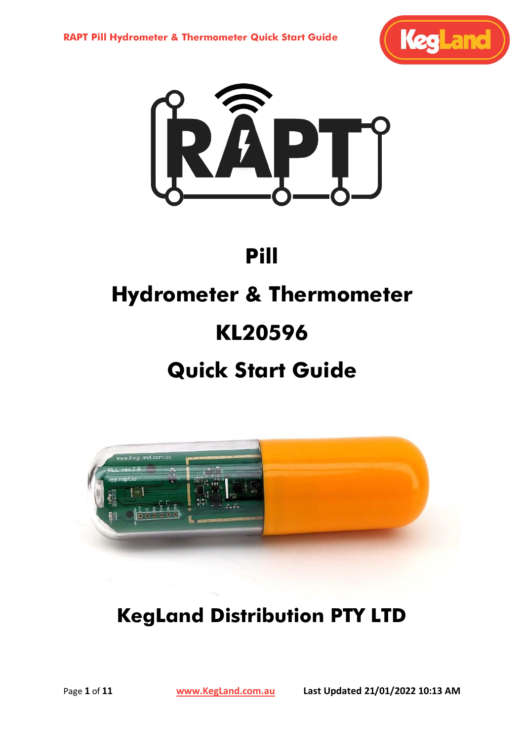# Pill

# Hydrometer & Thermometer

# KL20596

# Quick Start Guide

# KegLand Distribution PTY LTD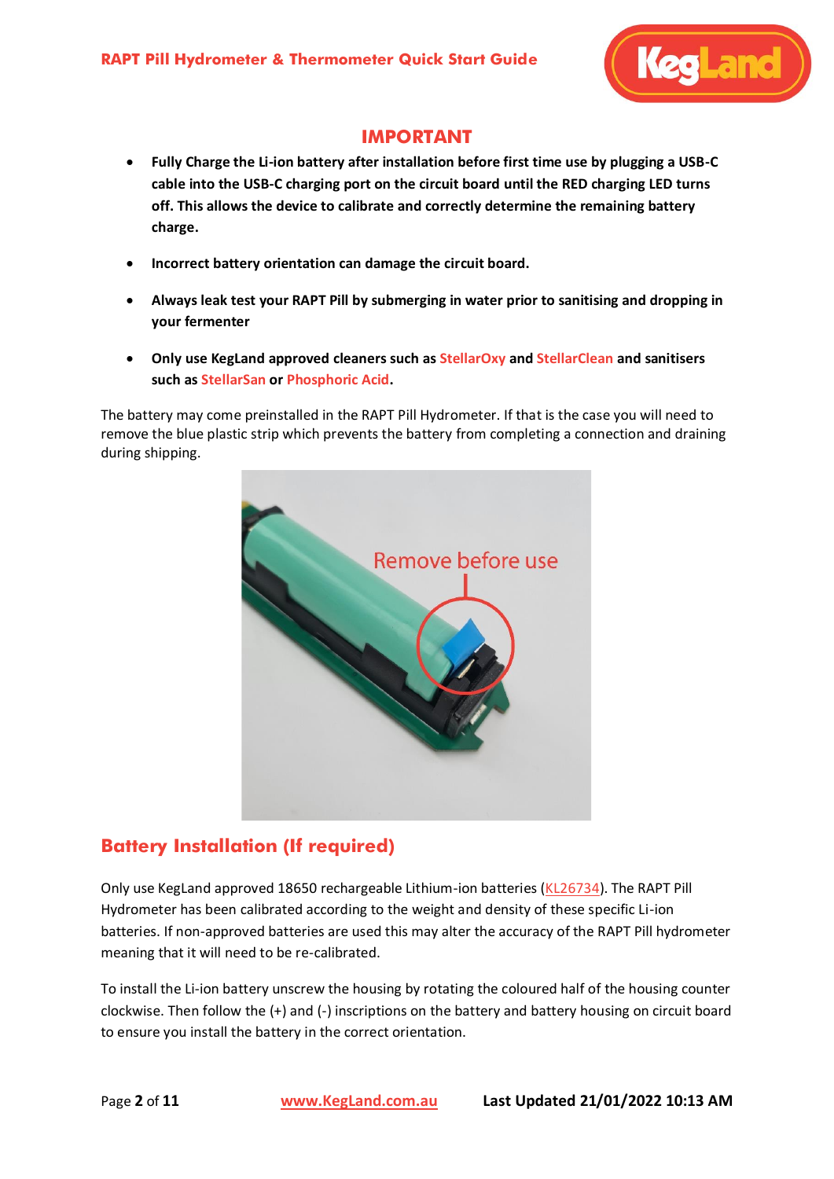## IMPORTANT

- **Fully Charge the Li-ion battery after installation before first time use by plugging a USB-C cable into the USB-C charging port on the circuit board until the RED charging LED turns off. This allows the device to calibrate and correctly determine the remaining battery charge.**
- **Incorrect battery orientation can damage the circuit board.**
- **Always leak test your RAPT Pill by submerging in water prior to sanitising and dropping in your fermenter**
- **Only use KegLand approved cleaners such as StellarOxy and StellarClean and sanitisers such as StellarSan or Phosphoric Acid.**

The battery may come preinstalled in the RAPT Pill Hydrometer. If that is the case you will need to remove the blue plastic strip which prevents the battery from completing a connection and draining during shipping.

## Battery Installation (If required)

Only use KegLand approved 18650 rechargeable Lithium-ion batteries (KL26734). The RAPT Pill Hydrometer has been calibrated according to the weight and density of these specific Li-ion batteries. If non-approved batteries are used this may alter the accuracy of the RAPT Pill hydrometer meaning that it will need to be re-calibrated.

To install the Li-ion battery unscrew the housing by rotating the coloured half of the housing counter clockwise. Then follow the (+) and (-) inscriptions on the battery and battery housing on circuit board to ensure you install the battery in the correct orientation.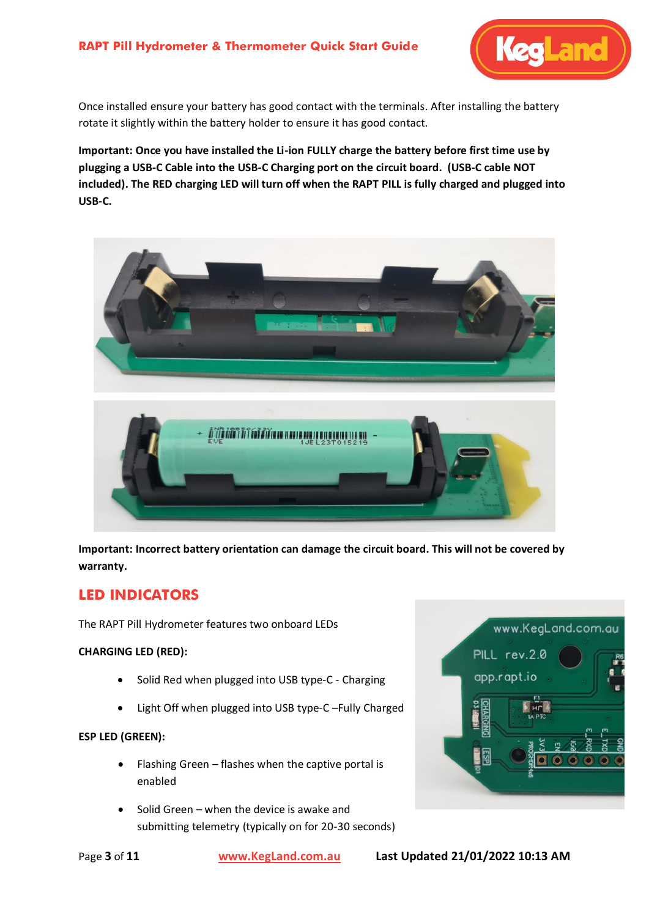Once installed ensure your battery has good contact with the terminals. After installing the battery rotate it slightly within the battery holder to ensure it has good contact.

**Important: Once you have installed the Li-ion FULLY charge the battery before first time use by plugging a USB-C Cable into the USB-C Charging port on the circuit board. (USB-C cable NOT included). The RED charging LED will turn off when the RAPT PILL is fully charged and plugged into USB-C.**

**Important: Incorrect battery orientation can damage the circuit board. This will not be covered by warranty.**

## LED INDICATORS

The RAPT Pill Hydrometer features two onboard LEDs

**CHARGING LED (RED):**

- Solid Red when plugged into USB type-C - Charging
- Light Off when plugged into USB type-C –Fully Charged

**ESP LED (GREEN):**

- Flashing Green – flashes when the captive portal is enabled
- Solid Green – when the device is awake and submitting telemetry (typically on for 20-30 seconds)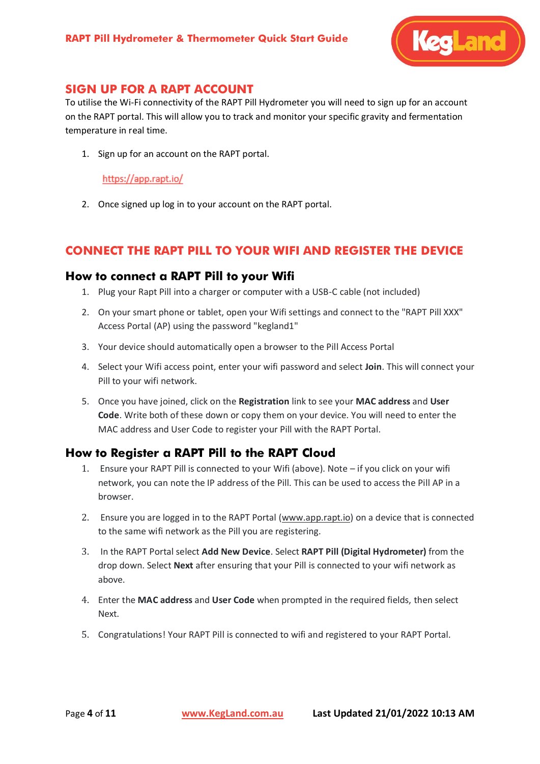## SIGN UP FOR A RAPT ACCOUNT

To utilise the Wi-Fi connectivity of the RAPT Pill Hydrometer you will need to sign up for an account on the RAPT portal. This will allow you to track and monitor your specific gravity and fermentation temperature in real time.

1. Sign up for an account on the RAPT portal.

   https://app.rapt.io/

2. Once signed up log in to your account on the RAPT portal.

## CONNECT THE RAPT PILL TO YOUR WIFI AND REGISTER THE DEVICE

### How to connect a RAPT Pill to your Wifi

1. Plug your Rapt Pill into a charger or computer with a USB-C cable (not included)
2. On your smart phone or tablet, open your Wifi settings and connect to the "RAPT Pill XXX" Access Portal (AP) using the password "kegland1"
3. Your device should automatically open a browser to the Pill Access Portal
4. Select your Wifi access point, enter your wifi password and select **Join**. This will connect your Pill to your wifi network.
5. Once you have joined, click on the **Registration** link to see your **MAC address** and **User Code**. Write both of these down or copy them on your device. You will need to enter the MAC address and User Code to register your Pill with the RAPT Portal.

### How to Register a RAPT Pill to the RAPT Cloud

1. Ensure your RAPT Pill is connected to your Wifi (above). Note – if you click on your wifi network, you can note the IP address of the Pill. This can be used to access the Pill AP in a browser.
2. Ensure you are logged in to the RAPT Portal (www.app.rapt.io) on a device that is connected to the same wifi network as the Pill you are registering.
3. In the RAPT Portal select **Add New Device**. Select **RAPT Pill (Digital Hydrometer)** from the drop down. Select **Next** after ensuring that your Pill is connected to your wifi network as above.
4. Enter the **MAC address** and **User Code** when prompted in the required fields, then select Next.
5. Congratulations! Your RAPT Pill is connected to wifi and registered to your RAPT Portal.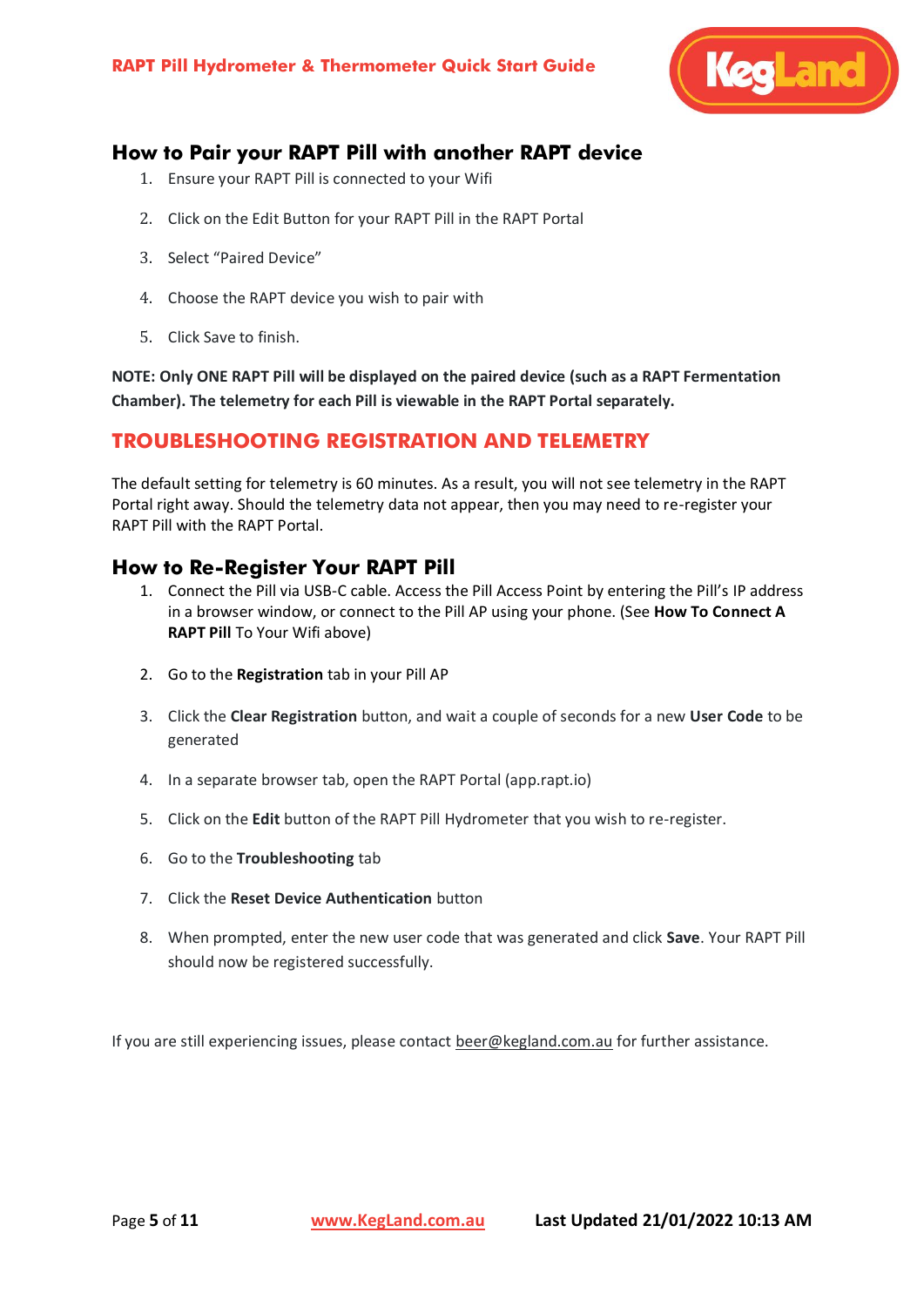## How to Pair your RAPT Pill with another RAPT device

1. Ensure your RAPT Pill is connected to your Wifi
2. Click on the Edit Button for your RAPT Pill in the RAPT Portal
3. Select "Paired Device"
4. Choose the RAPT device you wish to pair with
5. Click Save to finish.

**NOTE: Only ONE RAPT Pill will be displayed on the paired device (such as a RAPT Fermentation Chamber). The telemetry for each Pill is viewable in the RAPT Portal separately.**

# TROUBLESHOOTING REGISTRATION AND TELEMETRY

The default setting for telemetry is 60 minutes. As a result, you will not see telemetry in the RAPT Portal right away. Should the telemetry data not appear, then you may need to re-register your RAPT Pill with the RAPT Portal.

## How to Re-Register Your RAPT Pill

1. Connect the Pill via USB-C cable. Access the Pill Access Point by entering the Pill's IP address in a browser window, or connect to the Pill AP using your phone. (See **How To Connect A RAPT Pill** To Your Wifi above)
2. Go to the **Registration** tab in your Pill AP
3. Click the **Clear Registration** button, and wait a couple of seconds for a new **User Code** to be generated
4. In a separate browser tab, open the RAPT Portal (app.rapt.io)
5. Click on the **Edit** button of the RAPT Pill Hydrometer that you wish to re-register.
6. Go to the **Troubleshooting** tab
7. Click the **Reset Device Authentication** button
8. When prompted, enter the new user code that was generated and click **Save**. Your RAPT Pill should now be registered successfully.

If you are still experiencing issues, please contact beer@kegland.com.au for further assistance.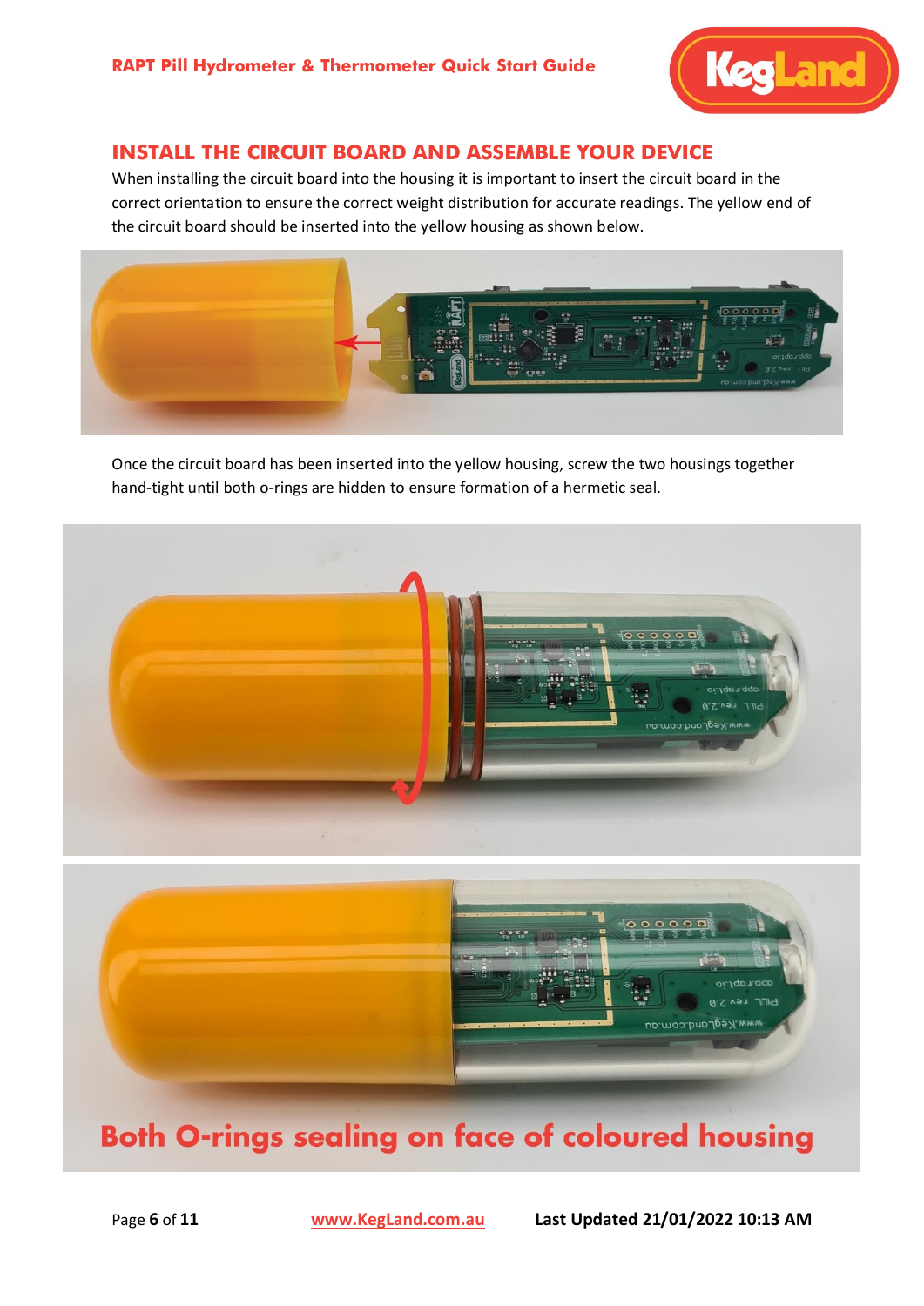## INSTALL THE CIRCUIT BOARD AND ASSEMBLE YOUR DEVICE

When installing the circuit board into the housing it is important to insert the circuit board in the correct orientation to ensure the correct weight distribution for accurate readings. The yellow end of the circuit board should be inserted into the yellow housing as shown below.

Once the circuit board has been inserted into the yellow housing, screw the two housings together hand-tight until both o-rings are hidden to ensure formation of a hermetic seal.

Both O-rings sealing on face of coloured housing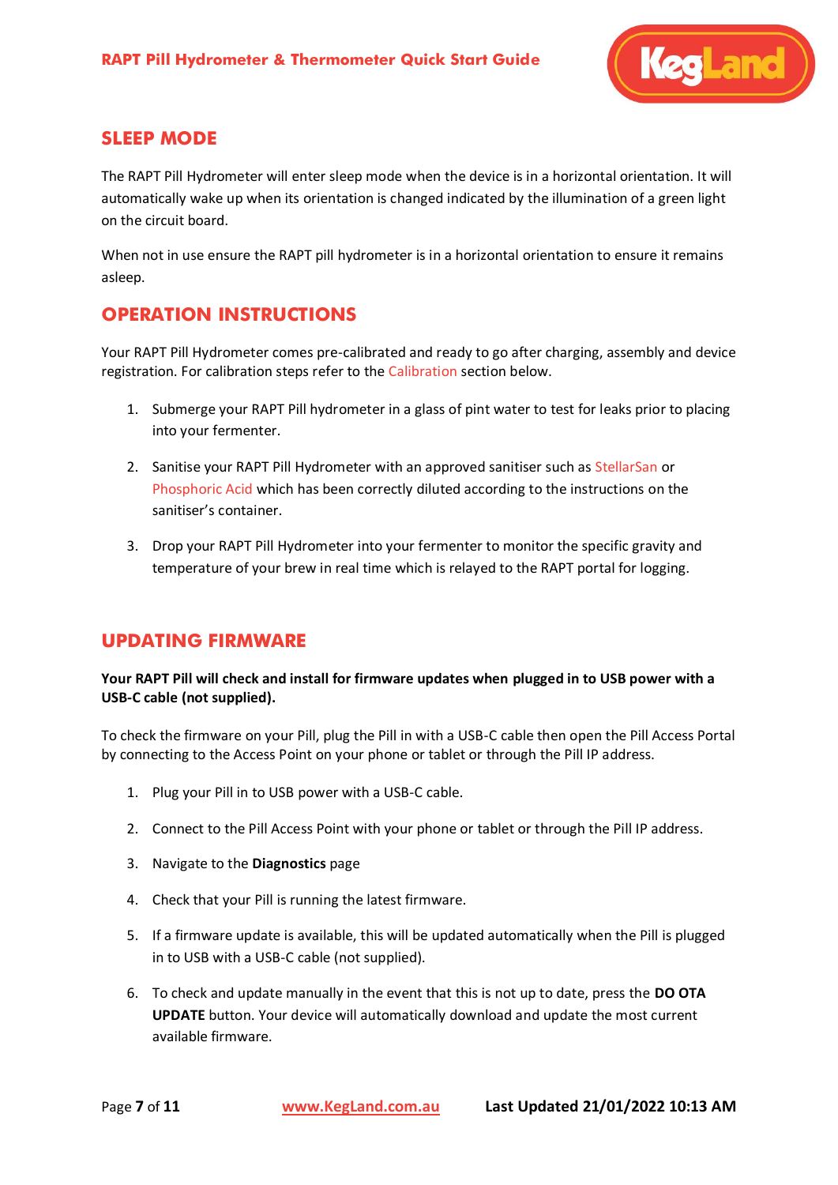## SLEEP MODE

The RAPT Pill Hydrometer will enter sleep mode when the device is in a horizontal orientation. It will automatically wake up when its orientation is changed indicated by the illumination of a green light on the circuit board.

When not in use ensure the RAPT pill hydrometer is in a horizontal orientation to ensure it remains asleep.

## OPERATION INSTRUCTIONS

Your RAPT Pill Hydrometer comes pre-calibrated and ready to go after charging, assembly and device registration. For calibration steps refer to the Calibration section below.

1. Submerge your RAPT Pill hydrometer in a glass of pint water to test for leaks prior to placing into your fermenter.
2. Sanitise your RAPT Pill Hydrometer with an approved sanitiser such as StellarSan or Phosphoric Acid which has been correctly diluted according to the instructions on the sanitiser's container.
3. Drop your RAPT Pill Hydrometer into your fermenter to monitor the specific gravity and temperature of your brew in real time which is relayed to the RAPT portal for logging.

## UPDATING FIRMWARE

**Your RAPT Pill will check and install for firmware updates when plugged in to USB power with a USB-C cable (not supplied).**

To check the firmware on your Pill, plug the Pill in with a USB-C cable then open the Pill Access Portal by connecting to the Access Point on your phone or tablet or through the Pill IP address.

1. Plug your Pill in to USB power with a USB-C cable.
2. Connect to the Pill Access Point with your phone or tablet or through the Pill IP address.
3. Navigate to the **Diagnostics** page
4. Check that your Pill is running the latest firmware.
5. If a firmware update is available, this will be updated automatically when the Pill is plugged in to USB with a USB-C cable (not supplied).
6. To check and update manually in the event that this is not up to date, press the **DO OTA UPDATE** button. Your device will automatically download and update the most current available firmware.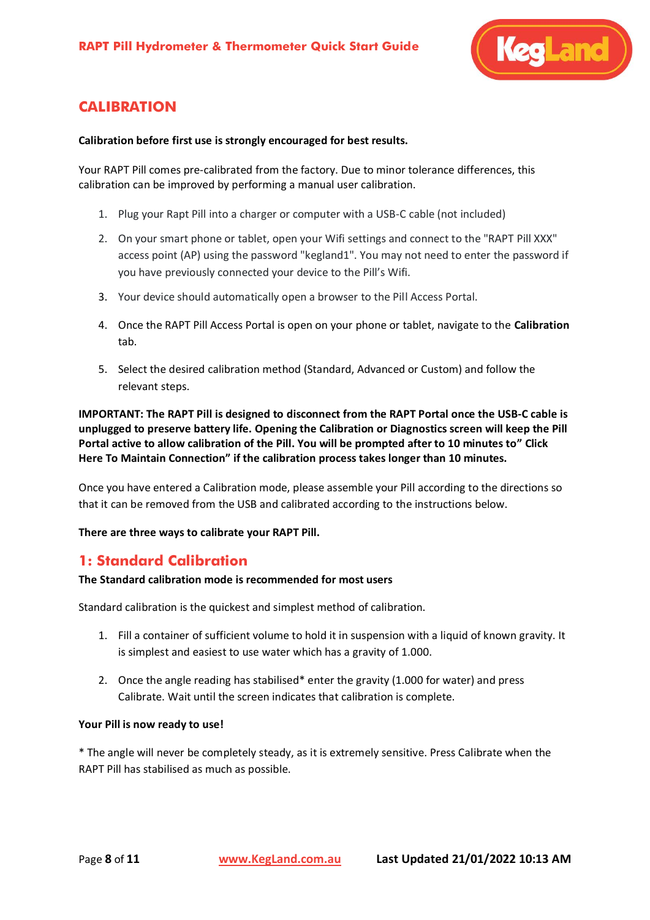## CALIBRATION

**Calibration before first use is strongly encouraged for best results.**

Your RAPT Pill comes pre-calibrated from the factory. Due to minor tolerance differences, this calibration can be improved by performing a manual user calibration.

1. Plug your Rapt Pill into a charger or computer with a USB-C cable (not included)
2. On your smart phone or tablet, open your Wifi settings and connect to the "RAPT Pill XXX" access point (AP) using the password "kegland1". You may not need to enter the password if you have previously connected your device to the Pill's Wifi.
3. Your device should automatically open a browser to the Pill Access Portal.
4. Once the RAPT Pill Access Portal is open on your phone or tablet, navigate to the **Calibration** tab.
5. Select the desired calibration method (Standard, Advanced or Custom) and follow the relevant steps.

**IMPORTANT: The RAPT Pill is designed to disconnect from the RAPT Portal once the USB-C cable is unplugged to preserve battery life. Opening the Calibration or Diagnostics screen will keep the Pill Portal active to allow calibration of the Pill. You will be prompted after to 10 minutes to" Click Here To Maintain Connection" if the calibration process takes longer than 10 minutes.**

Once you have entered a Calibration mode, please assemble your Pill according to the directions so that it can be removed from the USB and calibrated according to the instructions below.

**There are three ways to calibrate your RAPT Pill.**

### 1: Standard Calibration

**The Standard calibration mode is recommended for most users**

Standard calibration is the quickest and simplest method of calibration.

1. Fill a container of sufficient volume to hold it in suspension with a liquid of known gravity. It is simplest and easiest to use water which has a gravity of 1.000.
2. Once the angle reading has stabilised* enter the gravity (1.000 for water) and press Calibrate. Wait until the screen indicates that calibration is complete.

**Your Pill is now ready to use!**

* The angle will never be completely steady, as it is extremely sensitive. Press Calibrate when the RAPT Pill has stabilised as much as possible.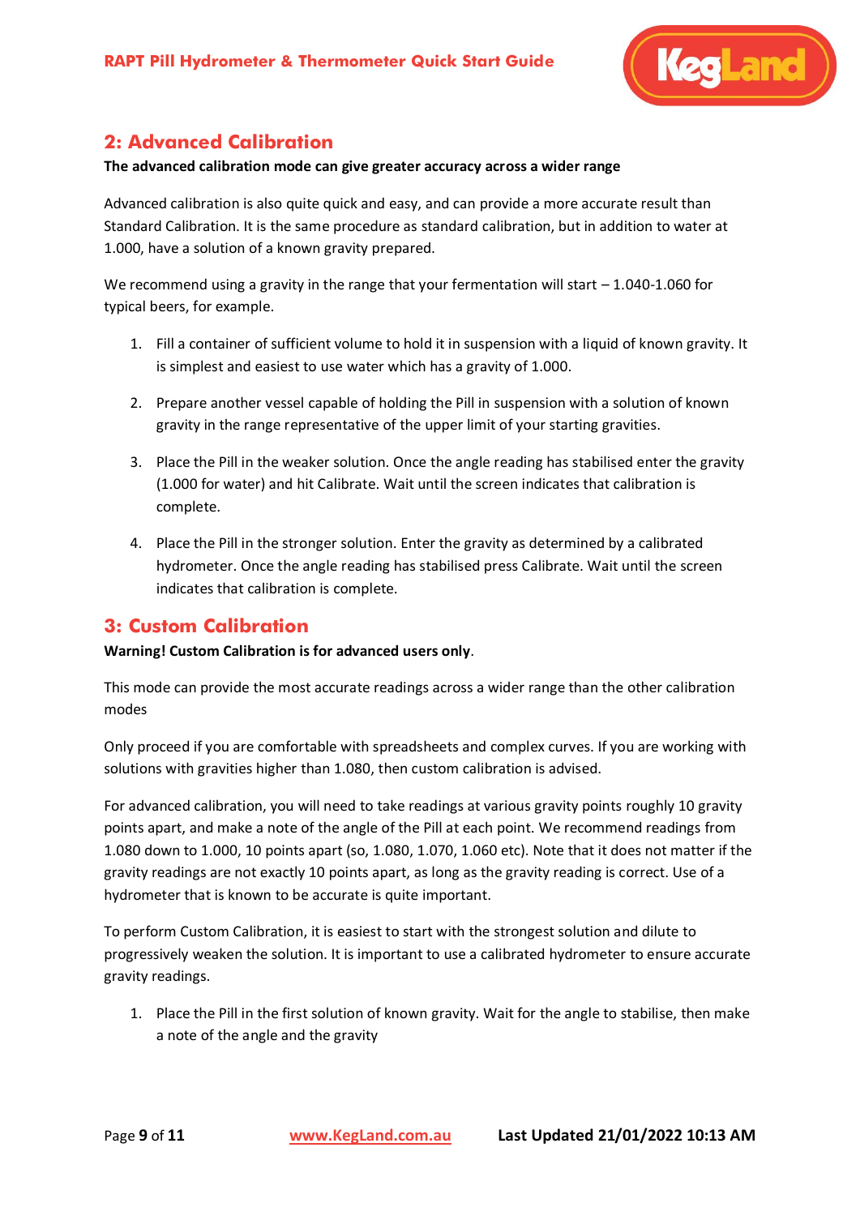## 2: Advanced Calibration

**The advanced calibration mode can give greater accuracy across a wider range**

Advanced calibration is also quite quick and easy, and can provide a more accurate result than Standard Calibration. It is the same procedure as standard calibration, but in addition to water at 1.000, have a solution of a known gravity prepared.

We recommend using a gravity in the range that your fermentation will start – 1.040-1.060 for typical beers, for example.

1. Fill a container of sufficient volume to hold it in suspension with a liquid of known gravity. It is simplest and easiest to use water which has a gravity of 1.000.
2. Prepare another vessel capable of holding the Pill in suspension with a solution of known gravity in the range representative of the upper limit of your starting gravities.
3. Place the Pill in the weaker solution. Once the angle reading has stabilised enter the gravity (1.000 for water) and hit Calibrate. Wait until the screen indicates that calibration is complete.
4. Place the Pill in the stronger solution. Enter the gravity as determined by a calibrated hydrometer. Once the angle reading has stabilised press Calibrate. Wait until the screen indicates that calibration is complete.

## 3: Custom Calibration

**Warning! Custom Calibration is for advanced users only**.

This mode can provide the most accurate readings across a wider range than the other calibration modes

Only proceed if you are comfortable with spreadsheets and complex curves. If you are working with solutions with gravities higher than 1.080, then custom calibration is advised.

For advanced calibration, you will need to take readings at various gravity points roughly 10 gravity points apart, and make a note of the angle of the Pill at each point. We recommend readings from 1.080 down to 1.000, 10 points apart (so, 1.080, 1.070, 1.060 etc). Note that it does not matter if the gravity readings are not exactly 10 points apart, as long as the gravity reading is correct. Use of a hydrometer that is known to be accurate is quite important.

To perform Custom Calibration, it is easiest to start with the strongest solution and dilute to progressively weaken the solution. It is important to use a calibrated hydrometer to ensure accurate gravity readings.

1. Place the Pill in the first solution of known gravity. Wait for the angle to stabilise, then make a note of the angle and the gravity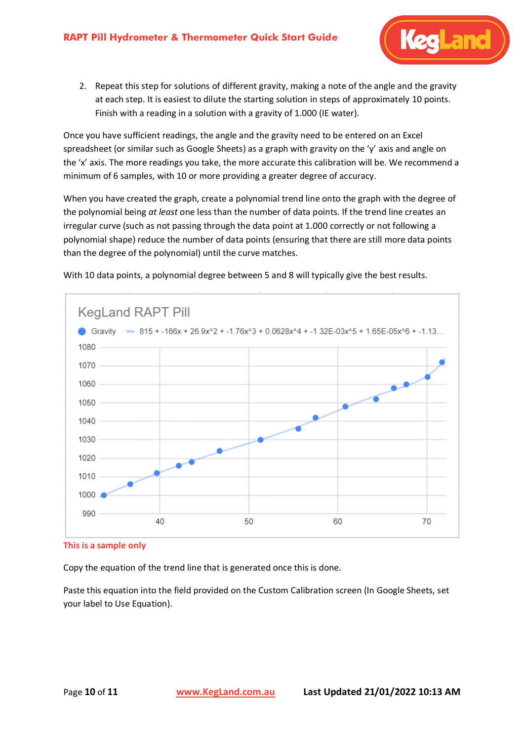2. Repeat this step for solutions of different gravity, making a note of the angle and the gravity at each step. It is easiest to dilute the starting solution in steps of approximately 10 points. Finish with a reading in a solution with a gravity of 1.000 (IE water).

Once you have sufficient readings, the angle and the gravity need to be entered on an Excel spreadsheet (or similar such as Google Sheets) as a graph with gravity on the 'y' axis and angle on the 'x' axis. The more readings you take, the more accurate this calibration will be. We recommend a minimum of 6 samples, with 10 or more providing a greater degree of accuracy.

When you have created the graph, create a polynomial trend line onto the graph with the degree of the polynomial being *at least* one less than the number of data points. If the trend line creates an irregular curve (such as not passing through the data point at 1.000 correctly or not following a polynomial shape) reduce the number of data points (ensuring that there are still more data points than the degree of the polynomial) until the curve matches.

With 10 data points, a polynomial degree between 5 and 8 will typically give the best results.

KegLand RAPT Pill

Gravity

815 + -166x + 26.9x^2 + -1.76x^3 + 0.0628x^4 + -1.32E-03x^5 + 1.65E-05x^6 + -1.13...

1080
1070
1060
1050
1040
1030
1020
1010
1000
990

40
50
60
70

This is a sample only

Copy the equation of the trend line that is generated once this is done.

Paste this equation into the field provided on the Custom Calibration screen (In Google Sheets, set your label to Use Equation).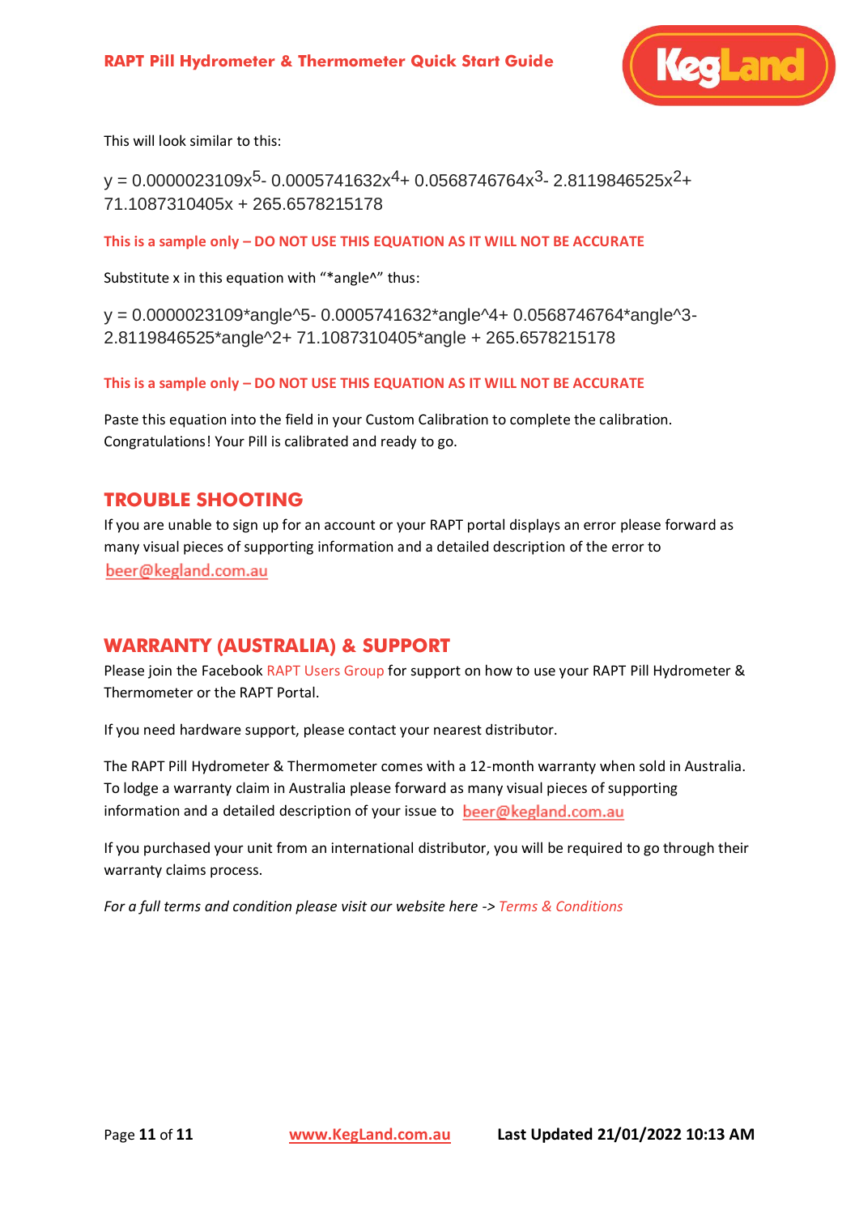This will look similar to this:

$$y = 0.0000023109x^5 - 0.0005741632x^4 + 0.0568746764x^3 - 2.8119846525x^2 + 71.1087310405x + 265.6578215178$$

**This is a sample only – DO NOT USE THIS EQUATION AS IT WILL NOT BE ACCURATE**

Substitute x in this equation with "*angle^" thus:

y = 0.0000023109*angle^5- 0.0005741632*angle^4+ 0.0568746764*angle^3- 2.8119846525*angle^2+ 71.1087310405*angle + 265.6578215178

**This is a sample only – DO NOT USE THIS EQUATION AS IT WILL NOT BE ACCURATE**

Paste this equation into the field in your Custom Calibration to complete the calibration. Congratulations! Your Pill is calibrated and ready to go.

## TROUBLE SHOOTING

If you are unable to sign up for an account or your RAPT portal displays an error please forward as many visual pieces of supporting information and a detailed description of the error to beer@kegland.com.au

## WARRANTY (AUSTRALIA) & SUPPORT

Please join the Facebook RAPT Users Group for support on how to use your RAPT Pill Hydrometer & Thermometer or the RAPT Portal.

If you need hardware support, please contact your nearest distributor.

The RAPT Pill Hydrometer & Thermometer comes with a 12-month warranty when sold in Australia. To lodge a warranty claim in Australia please forward as many visual pieces of supporting information and a detailed description of your issue to beer@kegland.com.au

If you purchased your unit from an international distributor, you will be required to go through their warranty claims process.

*For a full terms and condition please visit our website here -> Terms & Conditions*